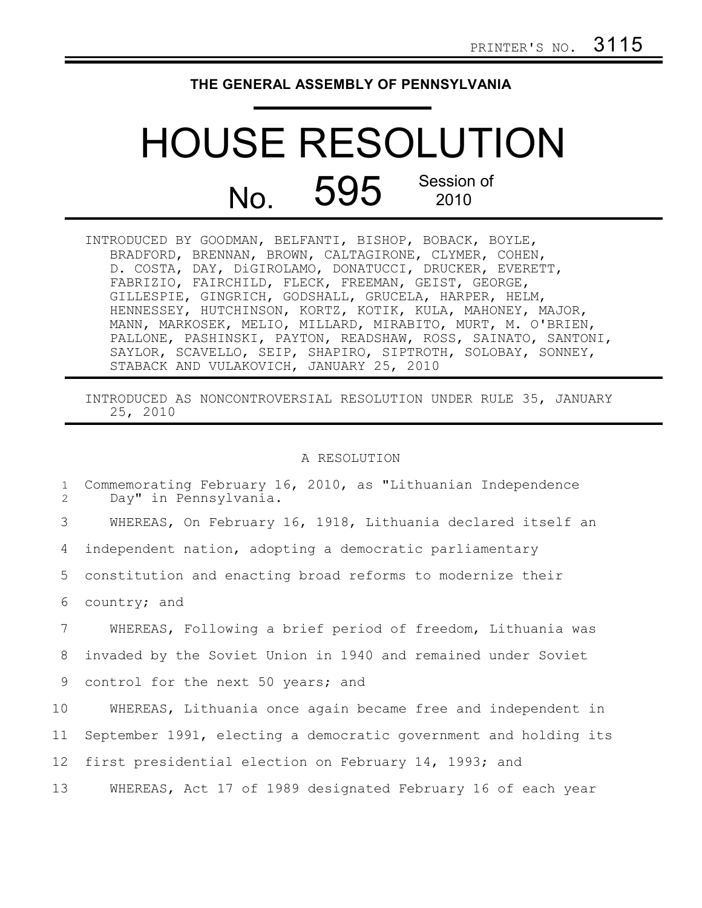PRINTER'S NO. 3115

**THE GENERAL ASSEMBLY OF PENNSYLVANIA**

# HOUSE RESOLUTION

## No. 595 Session of 2010

INTRODUCED BY GOODMAN, BELFANTI, BISHOP, BOBACK, BOYLE, BRADFORD, BRENNAN, BROWN, CALTAGIRONE, CLYMER, COHEN, D. COSTA, DAY, DiGIROLAMO, DONATUCCI, DRUCKER, EVERETT, FABRIZIO, FAIRCHILD, FLECK, FREEMAN, GEIST, GEORGE, GILLESPIE, GINGRICH, GODSHALL, GRUCELA, HARPER, HELM, HENNESSEY, HUTCHINSON, KORTZ, KOTIK, KULA, MAHONEY, MAJOR, MANN, MARKOSEK, MELIO, MILLARD, MIRABITO, MURT, M. O'BRIEN, PALLONE, PASHINSKI, PAYTON, READSHAW, ROSS, SAINATO, SANTONI, SAYLOR, SCAVELLO, SEIP, SHAPIRO, SIPTROTH, SOLOBAY, SONNEY, STABACK AND VULAKOVICH, JANUARY 25, 2010

INTRODUCED AS NONCONTROVERSIAL RESOLUTION UNDER RULE 35, JANUARY 25, 2010

A RESOLUTION

1 Commemorating February 16, 2010, as "Lithuanian Independence
2 Day" in Pennsylvania.

3 WHEREAS, On February 16, 1918, Lithuania declared itself an
4 independent nation, adopting a democratic parliamentary
5 constitution and enacting broad reforms to modernize their
6 country; and

7 WHEREAS, Following a brief period of freedom, Lithuania was
8 invaded by the Soviet Union in 1940 and remained under Soviet
9 control for the next 50 years; and

10 WHEREAS, Lithuania once again became free and independent in
11 September 1991, electing a democratic government and holding its
12 first presidential election on February 14, 1993; and

13 WHEREAS, Act 17 of 1989 designated February 16 of each year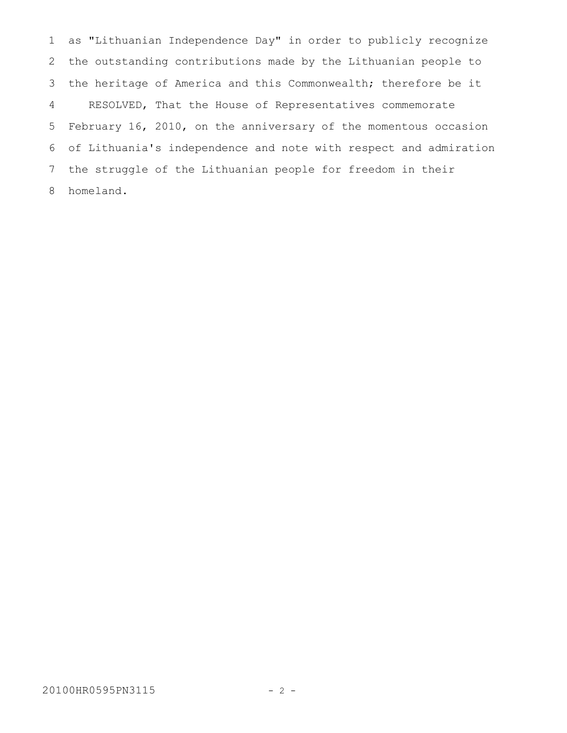as "Lithuanian Independence Day" in order to publicly recognize the outstanding contributions made by the Lithuanian people to the heritage of America and this Commonwealth; therefore be it

RESOLVED, That the House of Representatives commemorate February 16, 2010, on the anniversary of the momentous occasion of Lithuania's independence and note with respect and admiration the struggle of the Lithuanian people for freedom in their homeland.